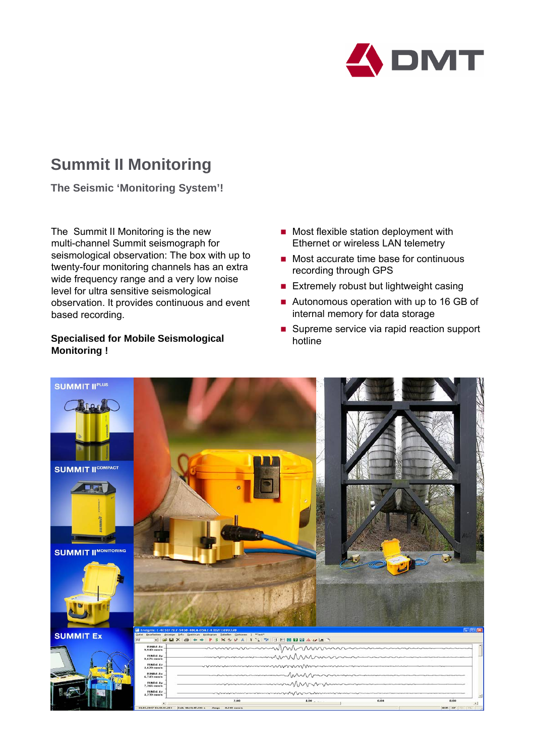# Summit II Monitoring

### The Seismic 'Monitoring System'!

The Summit II Monitoring is the new multi-channel Summit seismograph for seismological observation: The box with up to twenty-four monitoring channels has an extra wide frequency range and a very low noise level for ultra sensitive seismological observation. It provides continuous and event based recording.

**Specialised for Mobile Seismological Monitoring !**

- Most flexible station deployment with Ethernet or wireless LAN telemetry
- Most accurate time base for continuous recording through GPS
- Extremely robust but lightweight casing
- Autonomous operation with up to 16 GB of internal memory for data storage
- Supreme service via rapid reaction support hotline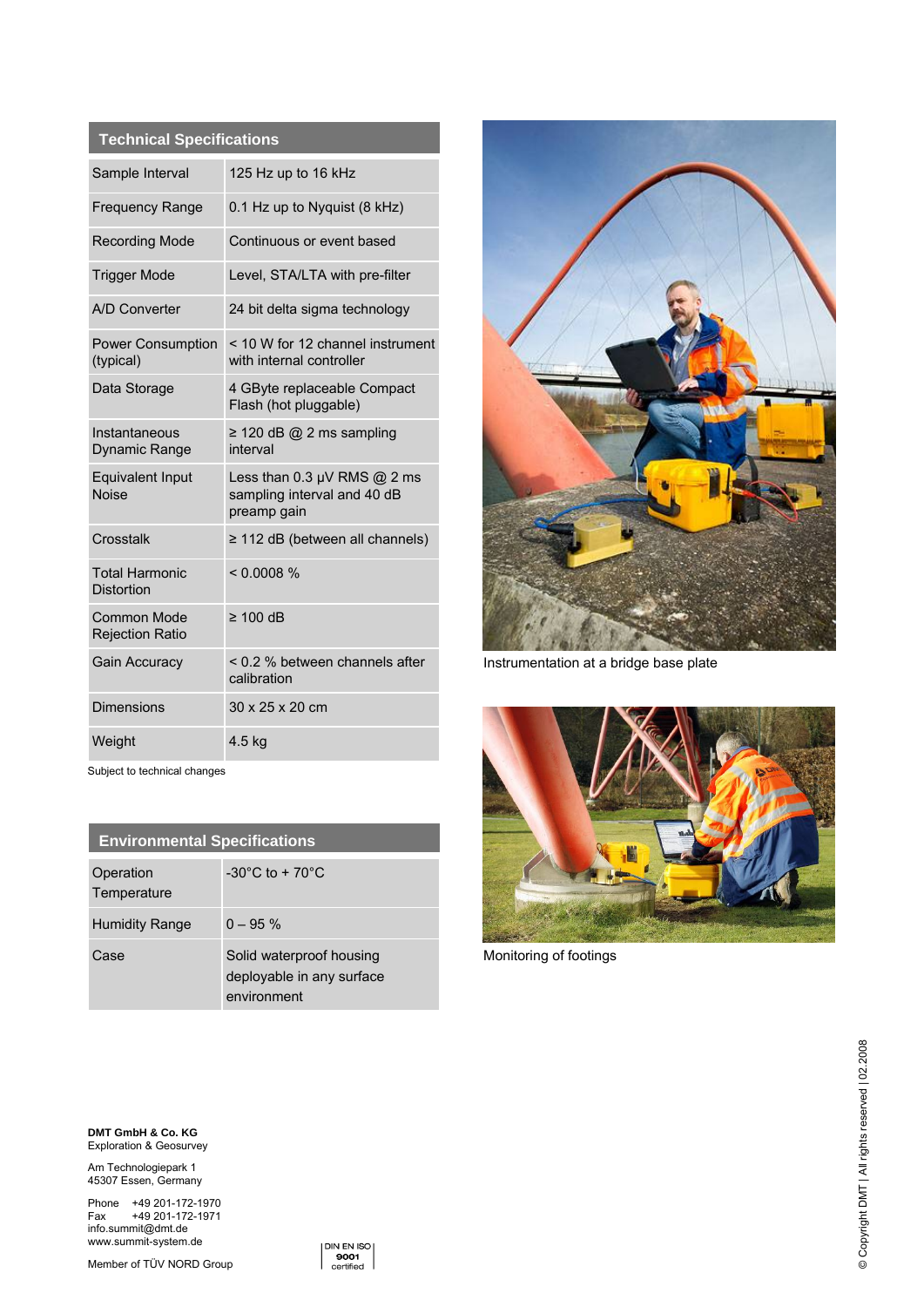## Technical Specifications

| | |
|---|---|
| Sample Interval | 125 Hz up to 16 kHz |
| Frequency Range | 0.1 Hz up to Nyquist (8 kHz) |
| Recording Mode | Continuous or event based |
| Trigger Mode | Level, STA/LTA with pre-filter |
| A/D Converter | 24 bit delta sigma technology |
| Power Consumption (typical) | < 10 W for 12 channel instrument with internal controller |
| Data Storage | 4 GByte replaceable Compact Flash (hot pluggable) |
| Instantaneous Dynamic Range | ≥ 120 dB @ 2 ms sampling interval |
| Equivalent Input Noise | Less than 0.3 µV RMS @ 2 ms sampling interval and 40 dB preamp gain |
| Crosstalk | ≥ 112 dB (between all channels) |
| Total Harmonic Distortion | < 0.0008 % |
| Common Mode Rejection Ratio | ≥ 100 dB |
| Gain Accuracy | < 0.2 % between channels after calibration |
| Dimensions | 30 x 25 x 20 cm |
| Weight | 4.5 kg |

Subject to technical changes

## Environmental Specifications

| | |
|---|---|
| Operation Temperature | -30°C to + 70°C |
| Humidity Range | 0 – 95 % |
| Case | Solid waterproof housing deployable in any surface environment |

Instrumentation at a bridge base plate

Monitoring of footings

**DMT GmbH & Co. KG**
Exploration & Geosurvey

Am Technologiepark 1
45307 Essen, Germany

Phone +49 201-172-1970
Fax +49 201-172-1971
info.summit@dmt.de
www.summit-system.de

Member of TÜV NORD Group

DIN EN ISO 9001 certified

© Copyright DMT | All rights reserved | 02.2008